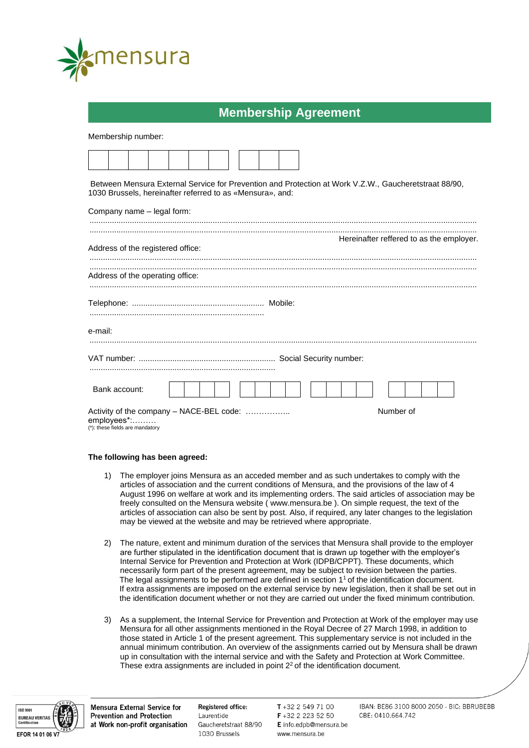# Membership Agreement

Membership number:

| | | | | | | | | | | |
|---|---|---|---|---|---|---|---|---|---|---|
| | | | | | | | | | | |

Between Mensura External Service for Prevention and Protection at Work V.Z.W., Gaucheretstraat 88/90, 1030 Brussels, hereinafter referred to as «Mensura», and:

Company name – legal form:

.............................................................................................................................................................

.............................................................................................................................................................

Hereinafter reffered to as the employer.

Address of the registered office:

.............................................................................................................................................................

.............................................................................................................................................................

Address of the operating office:

.............................................................................................................................................................

Telephone: ........................................................... Mobile: ..............................................................................

e-mail:

.............................................................................................................................................................

VAT number: ............................................................ Social Security number: ...................................................................................

Bank account:

| | | | | | | | | | | | | | | | |
|---|---|---|---|---|---|---|---|---|---|---|---|---|---|---|---|
| | | | | | | | | | | | | | | | |

Activity of the company – NACE-BEL code: ................. Number of employees*:.........

(*): these fields are mandatory

**The following has been agreed:**

1) The employer joins Mensura as an acceded member and as such undertakes to comply with the articles of association and the current conditions of Mensura, and the provisions of the law of 4 August 1996 on welfare at work and its implementing orders. The said articles of association may be freely consulted on the Mensura website ( www.mensura.be ). On simple request, the text of the articles of association can also be sent by post. Also, if required, any later changes to the legislation may be viewed at the website and may be retrieved where appropriate.

2) The nature, extent and minimum duration of the services that Mensura shall provide to the employer are further stipulated in the identification document that is drawn up together with the employer's Internal Service for Prevention and Protection at Work (IDPB/CPPT). These documents, which necessarily form part of the present agreement, may be subject to revision between the parties. The legal assignments to be performed are defined in section 1[1] of the identification document. If extra assignments are imposed on the external service by new legislation, then it shall be set out in the identification document whether or not they are carried out under the fixed minimum contribution.

3) As a supplement, the Internal Service for Prevention and Protection at Work of the employer may use Mensura for all other assignments mentioned in the Royal Decree of 27 March 1998, in addition to those stated in Article 1 of the present agreement. This supplementary service is not included in the annual minimum contribution. An overview of the assignments carried out by Mensura shall be drawn up in consultation with the internal service and with the Safety and Protection at Work Committee. These extra assignments are included in point 2[2] of the identification document.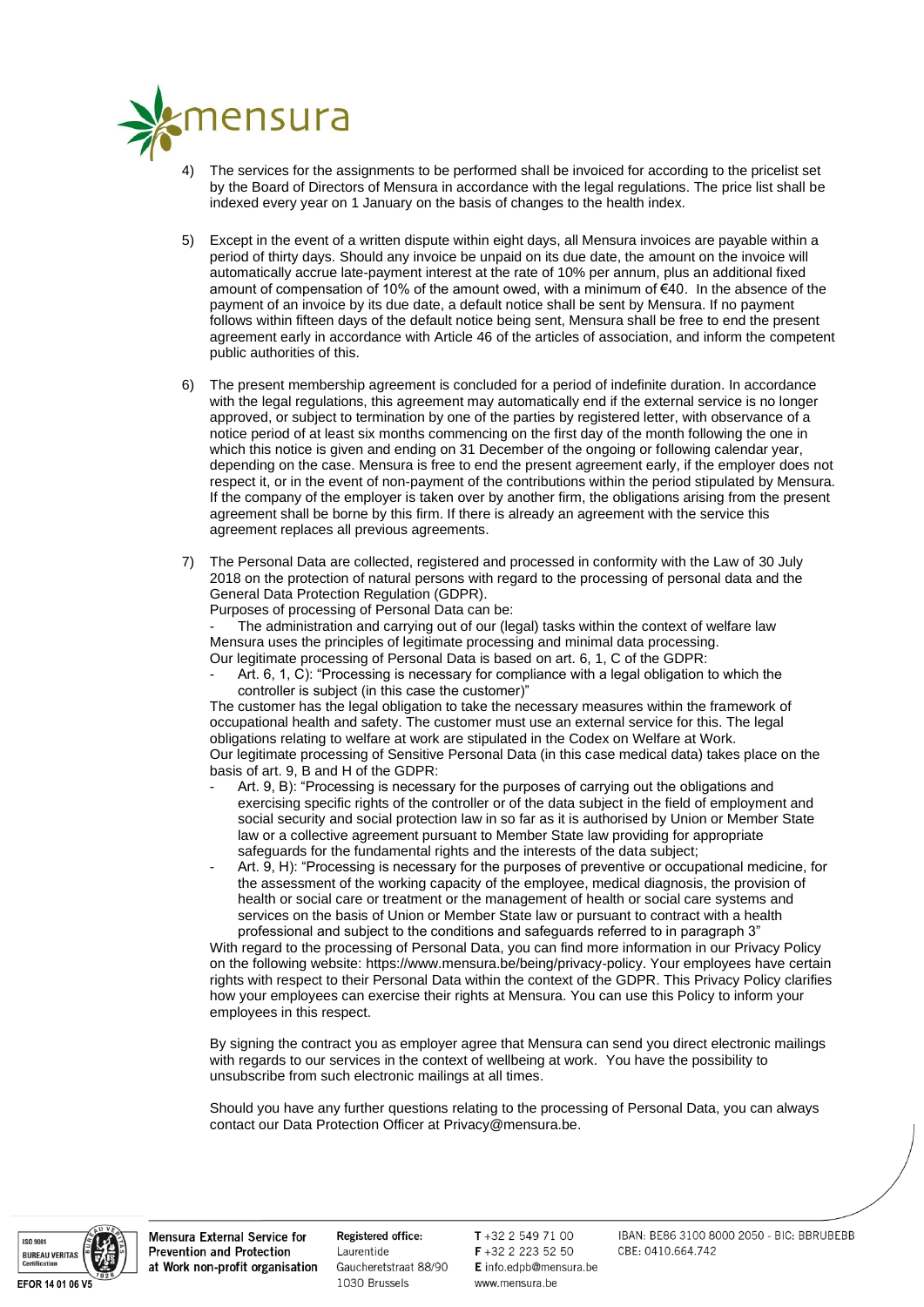4) The services for the assignments to be performed shall be invoiced for according to the pricelist set by the Board of Directors of Mensura in accordance with the legal regulations. The price list shall be indexed every year on 1 January on the basis of changes to the health index.

5) Except in the event of a written dispute within eight days, all Mensura invoices are payable within a period of thirty days. Should any invoice be unpaid on its due date, the amount on the invoice will automatically accrue late-payment interest at the rate of 10% per annum, plus an additional fixed amount of compensation of 10% of the amount owed, with a minimum of €40. In the absence of the payment of an invoice by its due date, a default notice shall be sent by Mensura. If no payment follows within fifteen days of the default notice being sent, Mensura shall be free to end the present agreement early in accordance with Article 46 of the articles of association, and inform the competent public authorities of this.

6) The present membership agreement is concluded for a period of indefinite duration. In accordance with the legal regulations, this agreement may automatically end if the external service is no longer approved, or subject to termination by one of the parties by registered letter, with observance of a notice period of at least six months commencing on the first day of the month following the one in which this notice is given and ending on 31 December of the ongoing or following calendar year, depending on the case. Mensura is free to end the present agreement early, if the employer does not respect it, or in the event of non-payment of the contributions within the period stipulated by Mensura. If the company of the employer is taken over by another firm, the obligations arising from the present agreement shall be borne by this firm. If there is already an agreement with the service this agreement replaces all previous agreements.

7) The Personal Data are collected, registered and processed in conformity with the Law of 30 July 2018 on the protection of natural persons with regard to the processing of personal data and the General Data Protection Regulation (GDPR).
Purposes of processing of Personal Data can be:
- The administration and carrying out of our (legal) tasks within the context of welfare law

Mensura uses the principles of legitimate processing and minimal data processing.
Our legitimate processing of Personal Data is based on art. 6, 1, C of the GDPR:
- Art. 6, 1, C): "Processing is necessary for compliance with a legal obligation to which the controller is subject (in this case the customer)"

The customer has the legal obligation to take the necessary measures within the framework of occupational health and safety. The customer must use an external service for this. The legal obligations relating to welfare at work are stipulated in the Codex on Welfare at Work.
Our legitimate processing of Sensitive Personal Data (in this case medical data) takes place on the basis of art. 9, B and H of the GDPR:
- Art. 9, B): "Processing is necessary for the purposes of carrying out the obligations and exercising specific rights of the controller or of the data subject in the field of employment and social security and social protection law in so far as it is authorised by Union or Member State law or a collective agreement pursuant to Member State law providing for appropriate safeguards for the fundamental rights and the interests of the data subject;
- Art. 9, H): "Processing is necessary for the purposes of preventive or occupational medicine, for the assessment of the working capacity of the employee, medical diagnosis, the provision of health or social care or treatment or the management of health or social care systems and services on the basis of Union or Member State law or pursuant to contract with a health professional and subject to the conditions and safeguards referred to in paragraph 3"

With regard to the processing of Personal Data, you can find more information in our Privacy Policy on the following website: https://www.mensura.be/being/privacy-policy. Your employees have certain rights with respect to their Personal Data within the context of the GDPR. This Privacy Policy clarifies how your employees can exercise their rights at Mensura. You can use this Policy to inform your employees in this respect.

By signing the contract you as employer agree that Mensura can send you direct electronic mailings with regards to our services in the context of wellbeing at work. You have the possibility to unsubscribe from such electronic mailings at all times.

Should you have any further questions relating to the processing of Personal Data, you can always contact our Data Protection Officer at Privacy@mensura.be.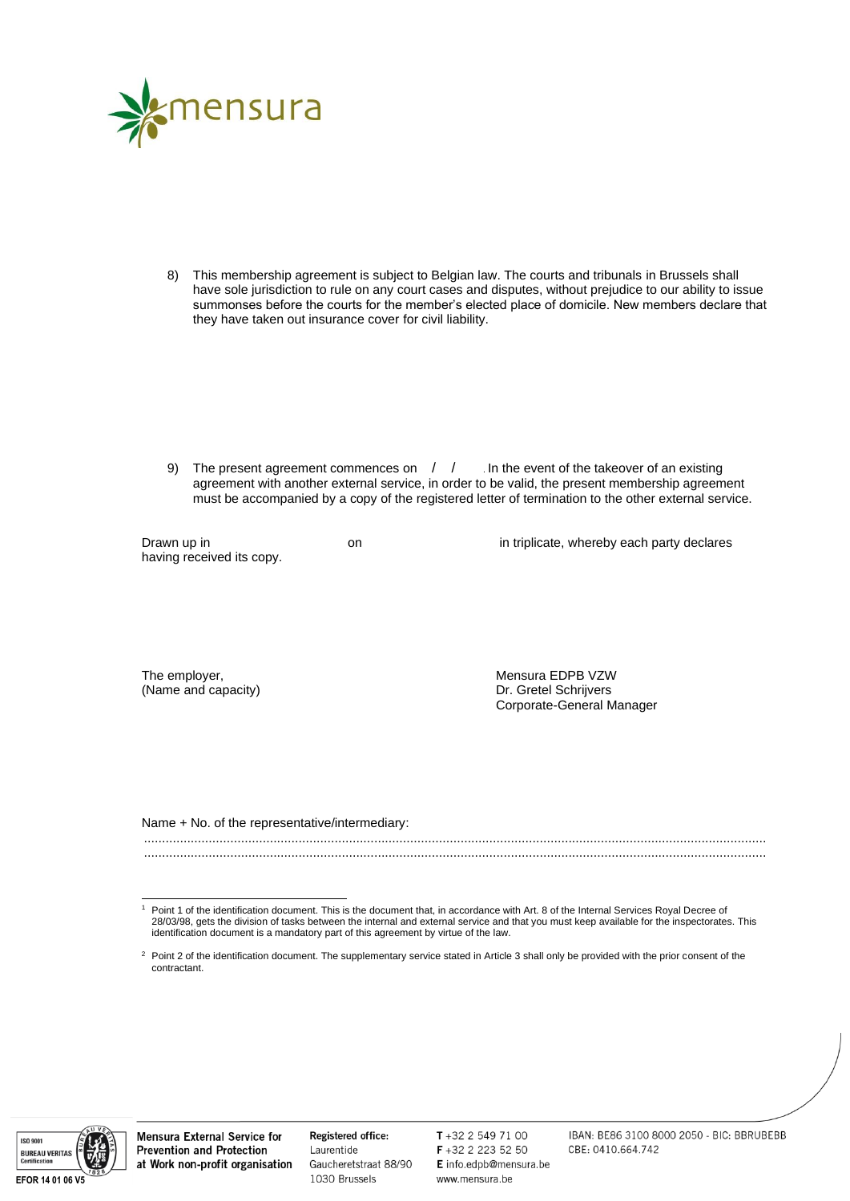8) This membership agreement is subject to Belgian law. The courts and tribunals in Brussels shall have sole jurisdiction to rule on any court cases and disputes, without prejudice to our ability to issue summonses before the courts for the member's elected place of domicile. New members declare that they have taken out insurance cover for civil liability.

9) The present agreement commences on / / . In the event of the takeover of an existing agreement with another external service, in order to be valid, the present membership agreement must be accompanied by a copy of the registered letter of termination to the other external service.

Drawn up in on in triplicate, whereby each party declares having received its copy.

The employer,
(Name and capacity)

Mensura EDPB VZW
Dr. Gretel Schrijvers
Corporate-General Manager

Name + No. of the representative/intermediary:
...........................................................................................................................................................................
...........................................................................................................................................................................

[1] Point 1 of the identification document. This is the document that, in accordance with Art. 8 of the Internal Services Royal Decree of 28/03/98, gets the division of tasks between the internal and external service and that you must keep available for the inspectorates. This identification document is a mandatory part of this agreement by virtue of the law.

[2] Point 2 of the identification document. The supplementary service stated in Article 3 shall only be provided with the prior consent of the contractant.

Mensura External Service for Prevention and Protection at Work non-profit organisation

Registered office: Laurentide Gaucheretstraat 88/90 1030 Brussels

T +32 2 549 71 00
F +32 2 223 52 50
E info.edpb@mensura.be
www.mensura.be

IBAN: BE86 3100 8000 2050 - BIC: BBRUBEBB
CBE: 0410.664.742

EFOR 14 01 06 V5